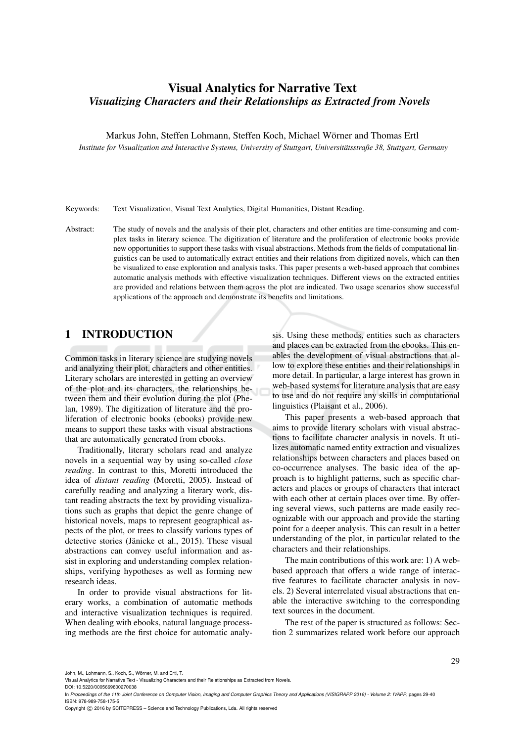# Visual Analytics for Narrative Text

## *Visualizing Characters and their Relationships as Extracted from Novels*

Markus John, Steffen Lohmann, Steffen Koch, Michael Wörner and Thomas Ertl

*Institute for Visualization and Interactive Systems, University of Stuttgart, Universitätsstraße 38, Stuttgart, Germany*

Keywords: Text Visualization, Visual Text Analytics, Digital Humanities, Distant Reading.

Abstract: The study of novels and the analysis of their plot, characters and other entities are time-consuming and complex tasks in literary science. The digitization of literature and the proliferation of electronic books provide new opportunities to support these tasks with visual abstractions. Methods from the fields of computational linguistics can be used to automatically extract entities and their relations from digitized novels, which can then be visualized to ease exploration and analysis tasks. This paper presents a web-based approach that combines automatic analysis methods with effective visualization techniques. Different views on the extracted entities are provided and relations between them across the plot are indicated. Two usage scenarios show successful applications of the approach and demonstrate its benefits and limitations.

## 1 INTRODUCTION

Common tasks in literary science are studying novels and analyzing their plot, characters and other entities. Literary scholars are interested in getting an overview of the plot and its characters, the relationships between them and their evolution during the plot (Phelan, 1989). The digitization of literature and the proliferation of electronic books (ebooks) provide new means to support these tasks with visual abstractions that are automatically generated from ebooks.

Traditionally, literary scholars read and analyze novels in a sequential way by using so-called *close reading*. In contrast to this, Moretti introduced the idea of *distant reading* (Moretti, 2005). Instead of carefully reading and analyzing a literary work, distant reading abstracts the text by providing visualizations such as graphs that depict the genre change of historical novels, maps to represent geographical aspects of the plot, or trees to classify various types of detective stories (Jänicke et al., 2015). These visual abstractions can convey useful information and assist in exploring and understanding complex relationships, verifying hypotheses as well as forming new research ideas.

In order to provide visual abstractions for literary works, a combination of automatic methods and interactive visualization techniques is required. When dealing with ebooks, natural language processing methods are the first choice for automatic analysis. Using these methods, entities such as characters and places can be extracted from the ebooks. This enables the development of visual abstractions that allow to explore these entities and their relationships in more detail. In particular, a large interest has grown in web-based systems for literature analysis that are easy to use and do not require any skills in computational linguistics (Plaisant et al., 2006).

This paper presents a web-based approach that aims to provide literary scholars with visual abstractions to facilitate character analysis in novels. It utilizes automatic named entity extraction and visualizes relationships between characters and places based on co-occurrence analyses. The basic idea of the approach is to highlight patterns, such as specific characters and places or groups of characters that interact with each other at certain places over time. By offering several views, such patterns are made easily recognizable with our approach and provide the starting point for a deeper analysis. This can result in a better understanding of the plot, in particular related to the characters and their relationships.

The main contributions of this work are: 1) A web-based approach that offers a wide range of interactive features to facilitate character analysis in novels. 2) Several interrelated visual abstractions that enable the interactive switching to the corresponding text sources in the document.

The rest of the paper is structured as follows: Section 2 summarizes related work before our approach

John, M., Lohmann, S., Koch, S., Wörner, M. and Ertl, T.
Visual Analytics for Narrative Text - Visualizing Characters and their Relationships as Extracted from Novels.
DOI: 10.5220/0005669800270038
In *Proceedings of the 11th Joint Conference on Computer Vision, Imaging and Computer Graphics Theory and Applications (VISIGRAPP 2016) - Volume 2: IVAPP*, pages 29-40
ISBN: 978-989-758-175-5
Copyright © 2016 by SCITEPRESS – Science and Technology Publications, Lda. All rights reserved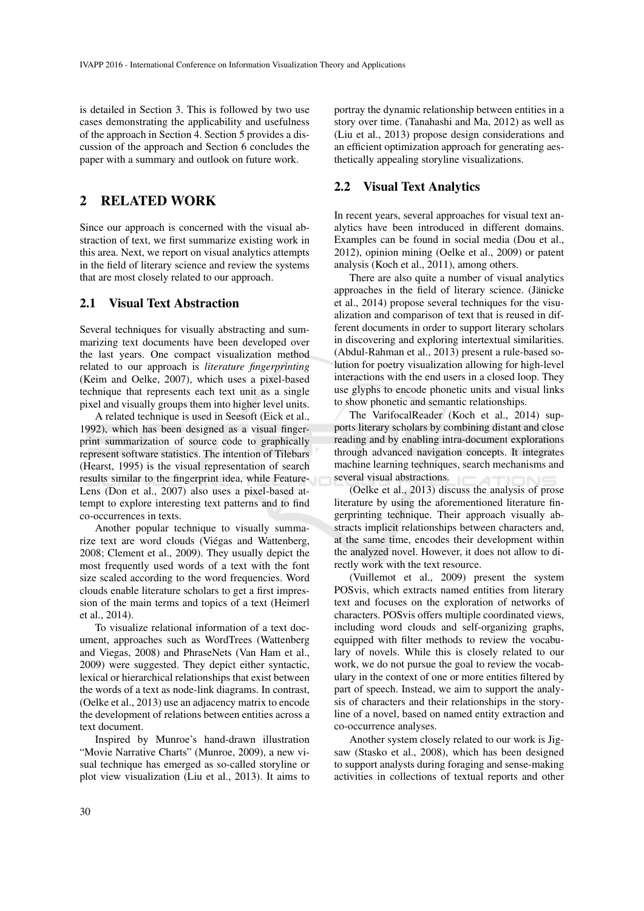is detailed in Section 3. This is followed by two use cases demonstrating the applicability and usefulness of the approach in Section 4. Section 5 provides a discussion of the approach and Section 6 concludes the paper with a summary and outlook on future work.

## 2 RELATED WORK

Since our approach is concerned with the visual abstraction of text, we first summarize existing work in this area. Next, we report on visual analytics attempts in the field of literary science and review the systems that are most closely related to our approach.

### 2.1 Visual Text Abstraction

Several techniques for visually abstracting and summarizing text documents have been developed over the last years. One compact visualization method related to our approach is *literature fingerprinting* (Keim and Oelke, 2007), which uses a pixel-based technique that represents each text unit as a single pixel and visually groups them into higher level units.

A related technique is used in Seesoft (Eick et al., 1992), which has been designed as a visual fingerprint summarization of source code to graphically represent software statistics. The intention of Tilebars (Hearst, 1995) is the visual representation of search results similar to the fingerprint idea, while FeatureLens (Don et al., 2007) also uses a pixel-based attempt to explore interesting text patterns and to find co-occurrences in texts.

Another popular technique to visually summarize text are word clouds (Viégas and Wattenberg, 2008; Clement et al., 2009). They usually depict the most frequently used words of a text with the font size scaled according to the word frequencies. Word clouds enable literature scholars to get a first impression of the main terms and topics of a text (Heimerl et al., 2014).

To visualize relational information of a text document, approaches such as WordTrees (Wattenberg and Viegas, 2008) and PhraseNets (Van Ham et al., 2009) were suggested. They depict either syntactic, lexical or hierarchical relationships that exist between the words of a text as node-link diagrams. In contrast, (Oelke et al., 2013) use an adjacency matrix to encode the development of relations between entities across a text document.

Inspired by Munroe's hand-drawn illustration "Movie Narrative Charts" (Munroe, 2009), a new visual technique has emerged as so-called storyline or plot view visualization (Liu et al., 2013). It aims to portray the dynamic relationship between entities in a story over time. (Tanahashi and Ma, 2012) as well as (Liu et al., 2013) propose design considerations and an efficient optimization approach for generating aesthetically appealing storyline visualizations.

### 2.2 Visual Text Analytics

In recent years, several approaches for visual text analytics have been introduced in different domains. Examples can be found in social media (Dou et al., 2012), opinion mining (Oelke et al., 2009) or patent analysis (Koch et al., 2011), among others.

There are also quite a number of visual analytics approaches in the field of literary science. (Jänicke et al., 2014) propose several techniques for the visualization and comparison of text that is reused in different documents in order to support literary scholars in discovering and exploring intertextual similarities. (Abdul-Rahman et al., 2013) present a rule-based solution for poetry visualization allowing for high-level interactions with the end users in a closed loop. They use glyphs to encode phonetic units and visual links to show phonetic and semantic relationships.

The VarifocalReader (Koch et al., 2014) supports literary scholars by combining distant and close reading and by enabling intra-document explorations through advanced navigation concepts. It integrates machine learning techniques, search mechanisms and several visual abstractions.

(Oelke et al., 2013) discuss the analysis of prose literature by using the aforementioned literature fingerprinting technique. Their approach visually abstracts implicit relationships between characters and, at the same time, encodes their development within the analyzed novel. However, it does not allow to directly work with the text resource.

(Vuillemot et al., 2009) present the system POSvis, which extracts named entities from literary text and focuses on the exploration of networks of characters. POSvis offers multiple coordinated views, including word clouds and self-organizing graphs, equipped with filter methods to review the vocabulary of novels. While this is closely related to our work, we do not pursue the goal to review the vocabulary in the context of one or more entities filtered by part of speech. Instead, we aim to support the analysis of characters and their relationships in the storyline of a novel, based on named entity extraction and co-occurrence analyses.

Another system closely related to our work is Jigsaw (Stasko et al., 2008), which has been designed to support analysts during foraging and sense-making activities in collections of textual reports and other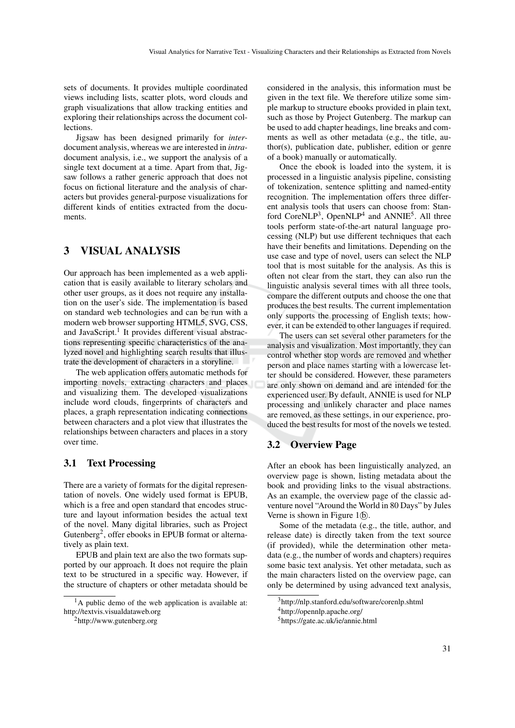sets of documents. It provides multiple coordinated views including lists, scatter plots, word clouds and graph visualizations that allow tracking entities and exploring their relationships across the document collections.

Jigsaw has been designed primarily for *inter*-document analysis, whereas we are interested in *intra*-document analysis, i.e., we support the analysis of a single text document at a time. Apart from that, Jigsaw follows a rather generic approach that does not focus on fictional literature and the analysis of characters but provides general-purpose visualizations for different kinds of entities extracted from the documents.

# 3 VISUAL ANALYSIS

Our approach has been implemented as a web application that is easily available to literary scholars and other user groups, as it does not require any installation on the user's side. The implementation is based on standard web technologies and can be run with a modern web browser supporting HTML5, SVG, CSS, and JavaScript.[1] It provides different visual abstractions representing specific characteristics of the analyzed novel and highlighting search results that illustrate the development of characters in a storyline.

The web application offers automatic methods for importing novels, extracting characters and places and visualizing them. The developed visualizations include word clouds, fingerprints of characters and places, a graph representation indicating connections between characters and a plot view that illustrates the relationships between characters and places in a story over time.

## 3.1 Text Processing

There are a variety of formats for the digital representation of novels. One widely used format is EPUB, which is a free and open standard that encodes structure and layout information besides the actual text of the novel. Many digital libraries, such as Project Gutenberg[2], offer ebooks in EPUB format or alternatively as plain text.

EPUB and plain text are also the two formats supported by our approach. It does not require the plain text to be structured in a specific way. However, if the structure of chapters or other metadata should be considered in the analysis, this information must be given in the text file. We therefore utilize some simple markup to structure ebooks provided in plain text, such as those by Project Gutenberg. The markup can be used to add chapter headings, line breaks and comments as well as other metadata (e.g., the title, author(s), publication date, publisher, edition or genre of a book) manually or automatically.

Once the ebook is loaded into the system, it is processed in a linguistic analysis pipeline, consisting of tokenization, sentence splitting and named-entity recognition. The implementation offers three different analysis tools that users can choose from: Stanford CoreNLP[3], OpenNLP[4] and ANNIE[5]. All three tools perform state-of-the-art natural language processing (NLP) but use different techniques that each have their benefits and limitations. Depending on the use case and type of novel, users can select the NLP tool that is most suitable for the analysis. As this is often not clear from the start, they can also run the linguistic analysis several times with all three tools, compare the different outputs and choose the one that produces the best results. The current implementation only supports the processing of English texts; however, it can be extended to other languages if required.

The users can set several other parameters for the analysis and visualization. Most importantly, they can control whether stop words are removed and whether person and place names starting with a lowercase letter should be considered. However, these parameters are only shown on demand and are intended for the experienced user. By default, ANNIE is used for NLP processing and unlikely character and place names are removed, as these settings, in our experience, produced the best results for most of the novels we tested.

## 3.2 Overview Page

After an ebook has been linguistically analyzed, an overview page is shown, listing metadata about the book and providing links to the visual abstractions. As an example, the overview page of the classic adventure novel "Around the World in 80 Days" by Jules Verne is shown in Figure 1ⓑ.

Some of the metadata (e.g., the title, author, and release date) is directly taken from the text source (if provided), while the determination other metadata (e.g., the number of words and chapters) requires some basic text analysis. Yet other metadata, such as the main characters listed on the overview page, can only be determined by using advanced text analysis,

[1] A public demo of the web application is available at: http://textvis.visualdataweb.org

[2] http://www.gutenberg.org

[3] http://nlp.stanford.edu/software/corenlp.shtml

[4] http://opennlp.apache.org/

[5] https://gate.ac.uk/ie/annie.html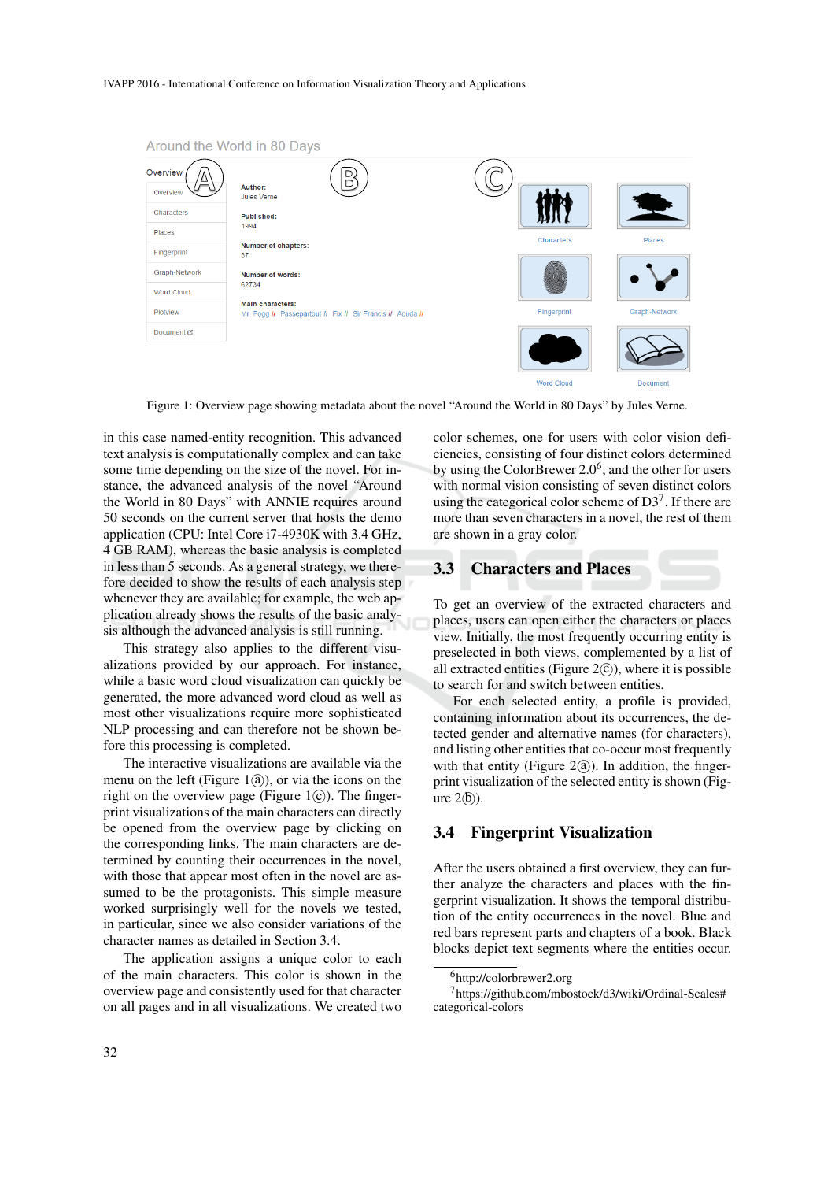Around the World in 80 Days

Overview (A) (B) (C)

- Overview
- Characters
- Places
- Fingerprint
- Graph-Network
- Word Cloud
- Plotview
- Document

**Author:**
Jules Verne

**Published:**
1994

**Number of chapters:**
37

**Number of words:**
62734

**Main characters:**
Mr. Fogg // Passepartout // Fix // Sir Francis // Aouda //

Characters | Places | Fingerprint | Graph-Network | Word Cloud | Document

Figure 1: Overview page showing metadata about the novel "Around the World in 80 Days" by Jules Verne.

in this case named-entity recognition. This advanced text analysis is computationally complex and can take some time depending on the size of the novel. For instance, the advanced analysis of the novel "Around the World in 80 Days" with ANNIE requires around 50 seconds on the current server that hosts the demo application (CPU: Intel Core i7-4930K with 3.4 GHz, 4 GB RAM), whereas the basic analysis is completed in less than 5 seconds. As a general strategy, we therefore decided to show the results of each analysis step whenever they are available; for example, the web application already shows the results of the basic analysis although the advanced analysis is still running.

This strategy also applies to the different visualizations provided by our approach. For instance, while a basic word cloud visualization can quickly be generated, the more advanced word cloud as well as most other visualizations require more sophisticated NLP processing and can therefore not be shown before this processing is completed.

The interactive visualizations are available via the menu on the left (Figure 1ⓐ), or via the icons on the right on the overview page (Figure 1ⓒ). The fingerprint visualizations of the main characters can directly be opened from the overview page by clicking on the corresponding links. The main characters are determined by counting their occurrences in the novel, with those that appear most often in the novel are assumed to be the protagonists. This simple measure worked surprisingly well for the novels we tested, in particular, since we also consider variations of the character names as detailed in Section 3.4.

The application assigns a unique color to each of the main characters. This color is shown in the overview page and consistently used for that character on all pages and in all visualizations. We created two color schemes, one for users with color vision deficiencies, consisting of four distinct colors determined by using the ColorBrewer 2.0[6], and the other for users with normal vision consisting of seven distinct colors using the categorical color scheme of D3[7]. If there are more than seven characters in a novel, the rest of them are shown in a gray color.

## 3.3 Characters and Places

To get an overview of the extracted characters and places, users can open either the characters or places view. Initially, the most frequently occurring entity is preselected in both views, complemented by a list of all extracted entities (Figure 2ⓒ), where it is possible to search for and switch between entities.

For each selected entity, a profile is provided, containing information about its occurrences, the detected gender and alternative names (for characters), and listing other entities that co-occur most frequently with that entity (Figure 2ⓐ). In addition, the fingerprint visualization of the selected entity is shown (Figure 2ⓑ).

## 3.4 Fingerprint Visualization

After the users obtained a first overview, they can further analyze the characters and places with the fingerprint visualization. It shows the temporal distribution of the entity occurrences in the novel. Blue and red bars represent parts and chapters of a book. Black blocks depict text segments where the entities occur.

[6] http://colorbrewer2.org

[7] https://github.com/mbostock/d3/wiki/Ordinal-Scales#categorical-colors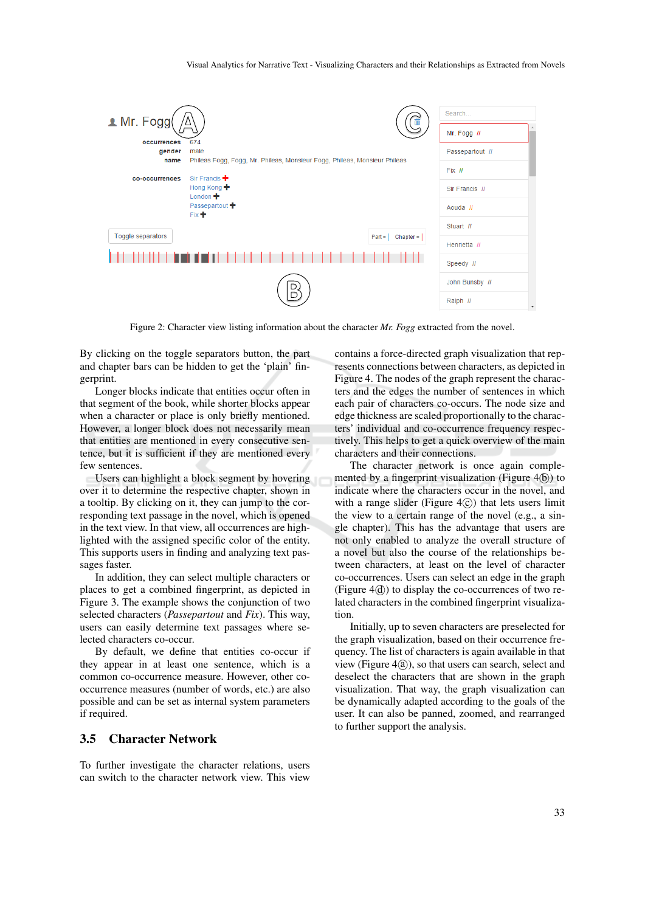Mr. Fogg

occurrences 674
gender male
name Phileas Fogg, Fogg, Mr. Phileas, Monsieur Fogg, Phileas, Monsieur Phileas

co-occurrences Sir Francis
Hong Kong
London
Passepartout
Fix

Toggle separators

Part = | Chapter = |

Search...

Mr. Fogg
Passepartout
Fix
Sir Francis
Aouda
Stuart
Henrietta
Speedy
John Bunsby
Ralph

Figure 2: Character view listing information about the character *Mr. Fogg* extracted from the novel.

By clicking on the toggle separators button, the part and chapter bars can be hidden to get the 'plain' fingerprint.

Longer blocks indicate that entities occur often in that segment of the book, while shorter blocks appear when a character or place is only briefly mentioned. However, a longer block does not necessarily mean that entities are mentioned in every consecutive sentence, but it is sufficient if they are mentioned every few sentences.

Users can highlight a block segment by hovering over it to determine the respective chapter, shown in a tooltip. By clicking on it, they can jump to the corresponding text passage in the novel, which is opened in the text view. In that view, all occurrences are highlighted with the assigned specific color of the entity. This supports users in finding and analyzing text passages faster.

In addition, they can select multiple characters or places to get a combined fingerprint, as depicted in Figure 3. The example shows the conjunction of two selected characters (*Passepartout* and *Fix*). This way, users can easily determine text passages where selected characters co-occur.

By default, we define that entities co-occur if they appear in at least one sentence, which is a common co-occurrence measure. However, other co-occurrence measures (number of words, etc.) are also possible and can be set as internal system parameters if required.

## 3.5 Character Network

To further investigate the character relations, users can switch to the character network view. This view contains a force-directed graph visualization that represents connections between characters, as depicted in Figure 4. The nodes of the graph represent the characters and the edges the number of sentences in which each pair of characters co-occurs. The node size and edge thickness are scaled proportionally to the characters' individual and co-occurrence frequency respectively. This helps to get a quick overview of the main characters and their connections.

The character network is once again complemented by a fingerprint visualization (Figure 4ⓑ) to indicate where the characters occur in the novel, and with a range slider (Figure 4ⓒ) that lets users limit the view to a certain range of the novel (e.g., a single chapter). This has the advantage that users are not only enabled to analyze the overall structure of a novel but also the course of the relationships between characters, at least on the level of character co-occurrences. Users can select an edge in the graph (Figure 4ⓓ) to display the co-occurrences of two related characters in the combined fingerprint visualization.

Initially, up to seven characters are preselected for the graph visualization, based on their occurrence frequency. The list of characters is again available in that view (Figure 4ⓐ), so that users can search, select and deselect the characters that are shown in the graph visualization. That way, the graph visualization can be dynamically adapted according to the goals of the user. It can also be panned, zoomed, and rearranged to further support the analysis.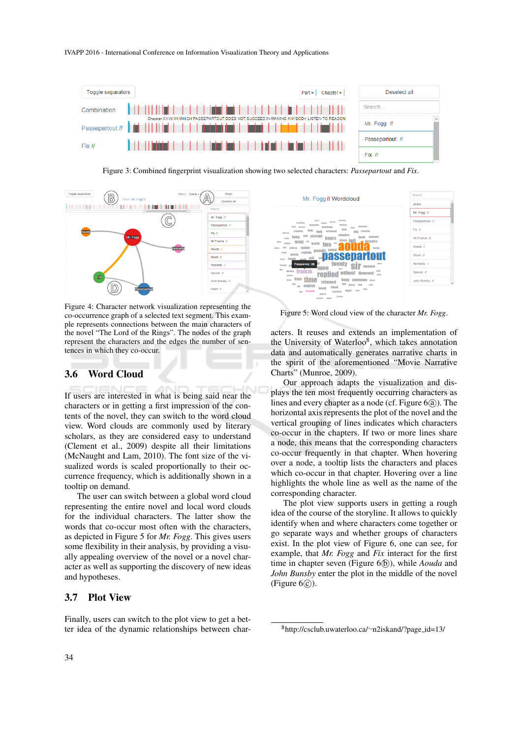Figure 3: Combined fingerprint visualization showing two selected characters: *Passepartout* and *Fix*.

Figure 4: Character network visualization representing the co-occurrence graph of a selected text segment. This example represents connections between the main characters of the novel "The Lord of the Rings". The nodes of the graph represent the characters and the edges the number of sentences in which they co-occur.

Figure 5: Word cloud view of the character *Mr. Fogg*.

### 3.6 Word Cloud

If users are interested in what is being said near the characters or in getting a first impression of the contents of the novel, they can switch to the word cloud view. Word clouds are commonly used by literary scholars, as they are considered easy to understand (Clement et al., 2009) despite all their limitations (McNaught and Lam, 2010). The font size of the visualized words is scaled proportionally to their occurrence frequency, which is additionally shown in a tooltip on demand.

The user can switch between a global word cloud representing the entire novel and local word clouds for the individual characters. The latter show the words that co-occur most often with the characters, as depicted in Figure 5 for *Mr. Fogg*. This gives users some flexibility in their analysis, by providing a visually appealing overview of the novel or a novel character as well as supporting the discovery of new ideas and hypotheses.

### 3.7 Plot View

Finally, users can switch to the plot view to get a better idea of the dynamic relationships between characters. It reuses and extends an implementation of the University of Waterloo[8], which takes annotation data and automatically generates narrative charts in the spirit of the aforementioned "Movie Narrative Charts" (Munroe, 2009).

Our approach adapts the visualization and displays the ten most frequently occurring characters as lines and every chapter as a node (cf. Figure 6ⓐ). The horizontal axis represents the plot of the novel and the vertical grouping of lines indicates which characters co-occur in the chapters. If two or more lines share a node, this means that the corresponding characters co-occur frequently in that chapter. When hovering over a node, a tooltip lists the characters and places which co-occur in that chapter. Hovering over a line highlights the whole line as well as the name of the corresponding character.

The plot view supports users in getting a rough idea of the course of the storyline. It allows to quickly identify when and where characters come together or go separate ways and whether groups of characters exist. In the plot view of Figure 6, one can see, for example, that *Mr. Fogg* and *Fix* interact for the first time in chapter seven (Figure 6ⓑ), while *Aouda* and *John Bunsby* enter the plot in the middle of the novel (Figure 6ⓒ).

[8] http://csclub.uwaterloo.ca/~n2iskand/?page_id=13/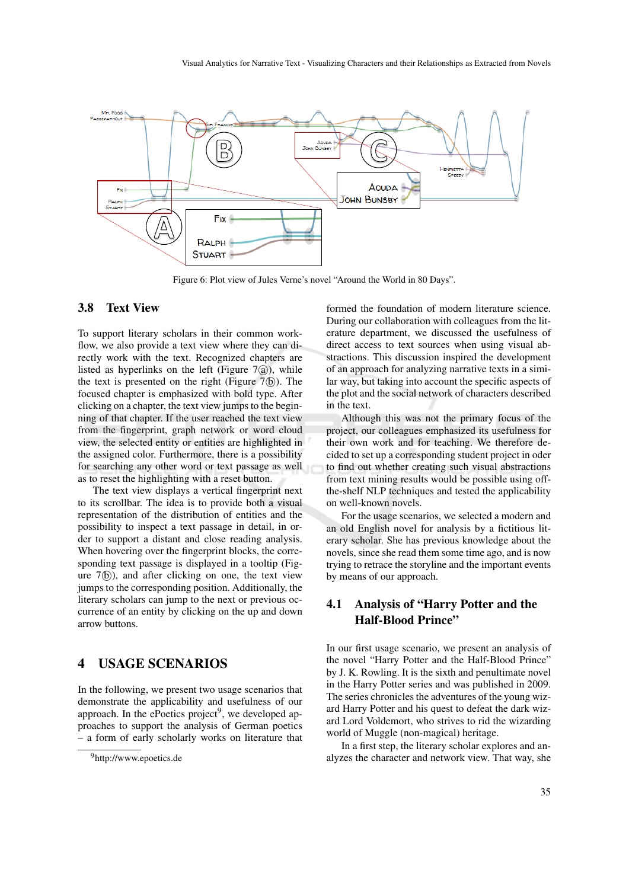Figure 6: Plot view of Jules Verne's novel "Around the World in 80 Days".

### 3.8 Text View

To support literary scholars in their common workflow, we also provide a text view where they can directly work with the text. Recognized chapters are listed as hyperlinks on the left (Figure 7ⓐ), while the text is presented on the right (Figure 7ⓑ). The focused chapter is emphasized with bold type. After clicking on a chapter, the text view jumps to the beginning of that chapter. If the user reached the text view from the fingerprint, graph network or word cloud view, the selected entity or entities are highlighted in the assigned color. Furthermore, there is a possibility for searching any other word or text passage as well as to reset the highlighting with a reset button.

The text view displays a vertical fingerprint next to its scrollbar. The idea is to provide both a visual representation of the distribution of entities and the possibility to inspect a text passage in detail, in order to support a distant and close reading analysis. When hovering over the fingerprint blocks, the corresponding text passage is displayed in a tooltip (Figure 7ⓑ), and after clicking on one, the text view jumps to the corresponding position. Additionally, the literary scholars can jump to the next or previous occurrence of an entity by clicking on the up and down arrow buttons.

## 4 USAGE SCENARIOS

In the following, we present two usage scenarios that demonstrate the applicability and usefulness of our approach. In the ePoetics project[9], we developed approaches to support the analysis of German poetics – a form of early scholarly works on literature that formed the foundation of modern literature science. During our collaboration with colleagues from the literature department, we discussed the usefulness of direct access to text sources when using visual abstractions. This discussion inspired the development of an approach for analyzing narrative texts in a similar way, but taking into account the specific aspects of the plot and the social network of characters described in the text.

Although this was not the primary focus of the project, our colleagues emphasized its usefulness for their own work and for teaching. We therefore decided to set up a corresponding student project in oder to find out whether creating such visual abstractions from text mining results would be possible using off-the-shelf NLP techniques and tested the applicability on well-known novels.

For the usage scenarios, we selected a modern and an old English novel for analysis by a fictitious literary scholar. She has previous knowledge about the novels, since she read them some time ago, and is now trying to retrace the storyline and the important events by means of our approach.

[9] http://www.epoetics.de

### 4.1 Analysis of "Harry Potter and the Half-Blood Prince"

In our first usage scenario, we present an analysis of the novel "Harry Potter and the Half-Blood Prince" by J. K. Rowling. It is the sixth and penultimate novel in the Harry Potter series and was published in 2009. The series chronicles the adventures of the young wizard Harry Potter and his quest to defeat the dark wizard Lord Voldemort, who strives to rid the wizarding world of Muggle (non-magical) heritage.

In a first step, the literary scholar explores and analyzes the character and network view. That way, she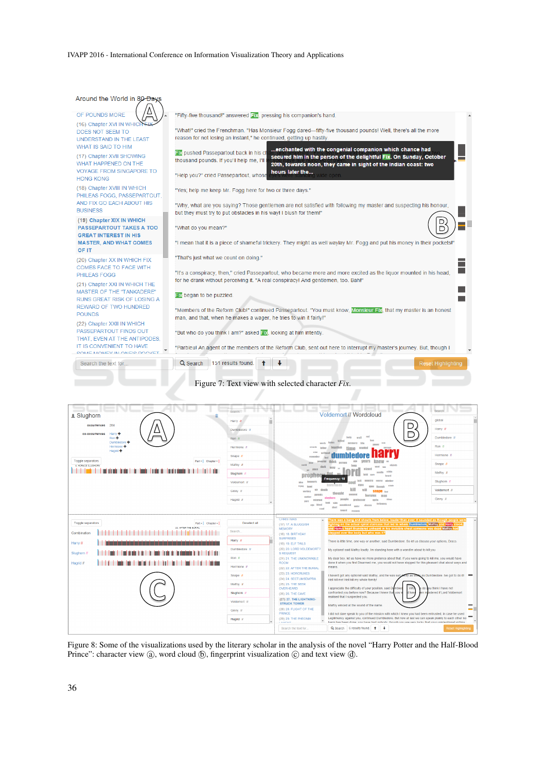Figure 7: Text view with selected character *Fix*.

Figure 8: Some of the visualizations used by the literary scholar in the analysis of the novel “Harry Potter and the Half-Blood Prince”: character view ⓐ, word cloud ⓑ, fingerprint visualization ⓒ and text view ⓓ.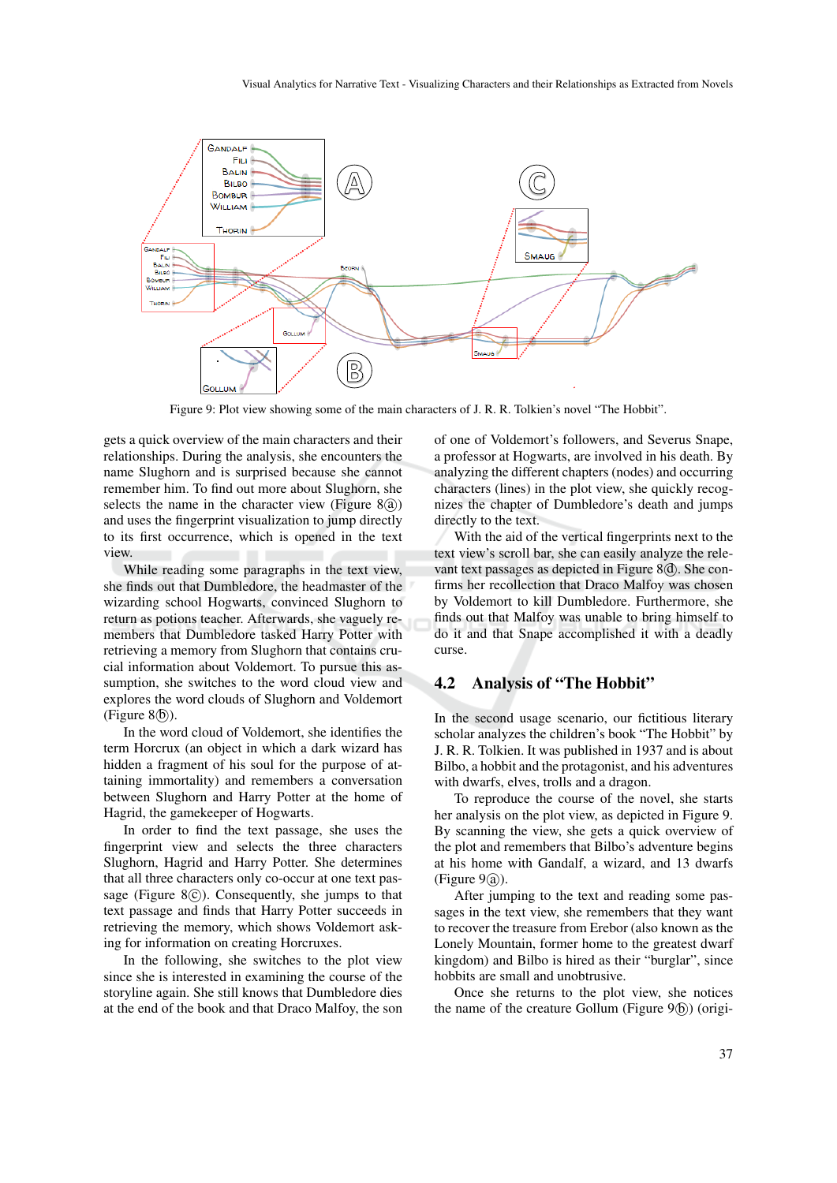Figure 9: Plot view showing some of the main characters of J. R. R. Tolkien's novel "The Hobbit".

gets a quick overview of the main characters and their relationships. During the analysis, she encounters the name Slughorn and is surprised because she cannot remember him. To find out more about Slughorn, she selects the name in the character view (Figure 8ⓐ) and uses the fingerprint visualization to jump directly to its first occurrence, which is opened in the text view.

While reading some paragraphs in the text view, she finds out that Dumbledore, the headmaster of the wizarding school Hogwarts, convinced Slughorn to return as potions teacher. Afterwards, she vaguely remembers that Dumbledore tasked Harry Potter with retrieving a memory from Slughorn that contains crucial information about Voldemort. To pursue this assumption, she switches to the word cloud view and explores the word clouds of Slughorn and Voldemort (Figure 8ⓑ).

In the word cloud of Voldemort, she identifies the term Horcrux (an object in which a dark wizard has hidden a fragment of his soul for the purpose of attaining immortality) and remembers a conversation between Slughorn and Harry Potter at the home of Hagrid, the gamekeeper of Hogwarts.

In order to find the text passage, she uses the fingerprint view and selects the three characters Slughorn, Hagrid and Harry Potter. She determines that all three characters only co-occur at one text passage (Figure 8ⓒ). Consequently, she jumps to that text passage and finds that Harry Potter succeeds in retrieving the memory, which shows Voldemort asking for information on creating Horcruxes.

In the following, she switches to the plot view since she is interested in examining the course of the storyline again. She still knows that Dumbledore dies at the end of the book and that Draco Malfoy, the son of one of Voldemort's followers, and Severus Snape, a professor at Hogwarts, are involved in his death. By analyzing the different chapters (nodes) and occurring characters (lines) in the plot view, she quickly recognizes the chapter of Dumbledore's death and jumps directly to the text.

With the aid of the vertical fingerprints next to the text view's scroll bar, she can easily analyze the relevant text passages as depicted in Figure 8ⓓ. She confirms her recollection that Draco Malfoy was chosen by Voldemort to kill Dumbledore. Furthermore, she finds out that Malfoy was unable to bring himself to do it and that Snape accomplished it with a deadly curse.

## 4.2 Analysis of "The Hobbit"

In the second usage scenario, our fictitious literary scholar analyzes the children's book "The Hobbit" by J. R. R. Tolkien. It was published in 1937 and is about Bilbo, a hobbit and the protagonist, and his adventures with dwarfs, elves, trolls and a dragon.

To reproduce the course of the novel, she starts her analysis on the plot view, as depicted in Figure 9. By scanning the view, she gets a quick overview of the plot and remembers that Bilbo's adventure begins at his home with Gandalf, a wizard, and 13 dwarfs (Figure 9ⓐ).

After jumping to the text and reading some passages in the text view, she remembers that they want to recover the treasure from Erebor (also known as the Lonely Mountain, former home to the greatest dwarf kingdom) and Bilbo is hired as their "burglar", since hobbits are small and unobtrusive.

Once she returns to the plot view, she notices the name of the creature Gollum (Figure 9ⓑ) (origi-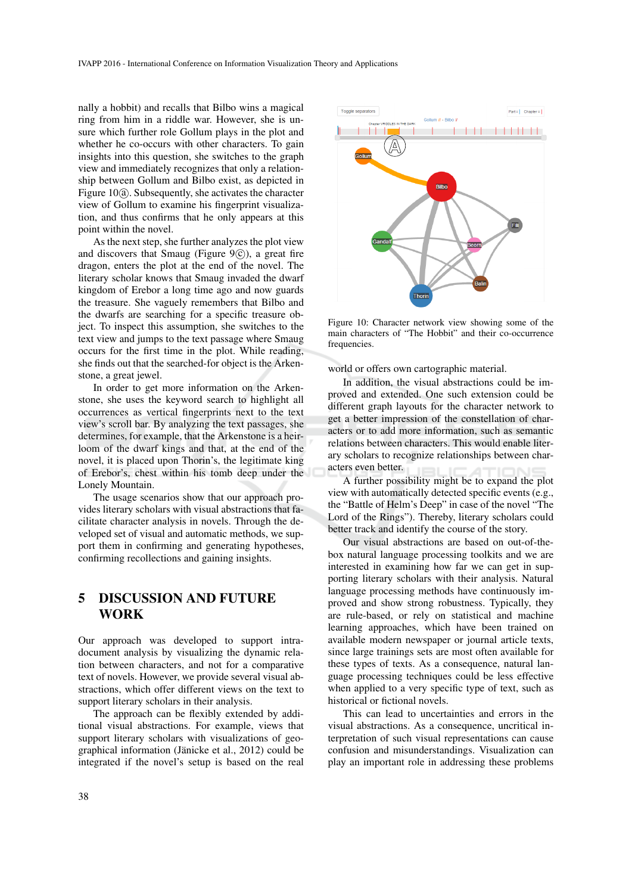nally a hobbit) and recalls that Bilbo wins a magical ring from him in a riddle war. However, she is unsure which further role Gollum plays in the plot and whether he co-occurs with other characters. To gain insights into this question, she switches to the graph view and immediately recognizes that only a relationship between Gollum and Bilbo exist, as depicted in Figure 10ⓐ. Subsequently, she activates the character view of Gollum to examine his fingerprint visualization, and thus confirms that he only appears at this point within the novel.

As the next step, she further analyzes the plot view and discovers that Smaug (Figure 9ⓒ), a great fire dragon, enters the plot at the end of the novel. The literary scholar knows that Smaug invaded the dwarf kingdom of Erebor a long time ago and now guards the treasure. She vaguely remembers that Bilbo and the dwarfs are searching for a specific treasure object. To inspect this assumption, she switches to the text view and jumps to the text passage where Smaug occurs for the first time in the plot. While reading, she finds out that the searched-for object is the Arkenstone, a great jewel.

In order to get more information on the Arkenstone, she uses the keyword search to highlight all occurrences as vertical fingerprints next to the text view's scroll bar. By analyzing the text passages, she determines, for example, that the Arkenstone is a heirloom of the dwarf kings and that, at the end of the novel, it is placed upon Thorin's, the legitimate king of Erebor's, chest within his tomb deep under the Lonely Mountain.

The usage scenarios show that our approach provides literary scholars with visual abstractions that facilitate character analysis in novels. Through the developed set of visual and automatic methods, we support them in confirming and generating hypotheses, confirming recollections and gaining insights.

## 5 DISCUSSION AND FUTURE WORK

Our approach was developed to support intra-document analysis by visualizing the dynamic relation between characters, and not for a comparative text of novels. However, we provide several visual abstractions, which offer different views on the text to support literary scholars in their analysis.

The approach can be flexibly extended by additional visual abstractions. For example, views that support literary scholars with visualizations of geographical information (Jänicke et al., 2012) could be integrated if the novel's setup is based on the real world or offers own cartographic material.

Figure 10: Character network view showing some of the main characters of "The Hobbit" and their co-occurrence frequencies.

In addition, the visual abstractions could be improved and extended. One such extension could be different graph layouts for the character network to get a better impression of the constellation of characters or to add more information, such as semantic relations between characters. This would enable literary scholars to recognize relationships between characters even better.

A further possibility might be to expand the plot view with automatically detected specific events (e.g., the "Battle of Helm's Deep" in case of the novel "The Lord of the Rings"). Thereby, literary scholars could better track and identify the course of the story.

Our visual abstractions are based on out-of-the-box natural language processing toolkits and we are interested in examining how far we can get in supporting literary scholars with their analysis. Natural language processing methods have continuously improved and show strong robustness. Typically, they are rule-based, or rely on statistical and machine learning approaches, which have been trained on available modern newspaper or journal article texts, since large trainings sets are most often available for these types of texts. As a consequence, natural language processing techniques could be less effective when applied to a very specific type of text, such as historical or fictional novels.

This can lead to uncertainties and errors in the visual abstractions. As a consequence, uncritical interpretation of such visual representations can cause confusion and misunderstandings. Visualization can play an important role in addressing these problems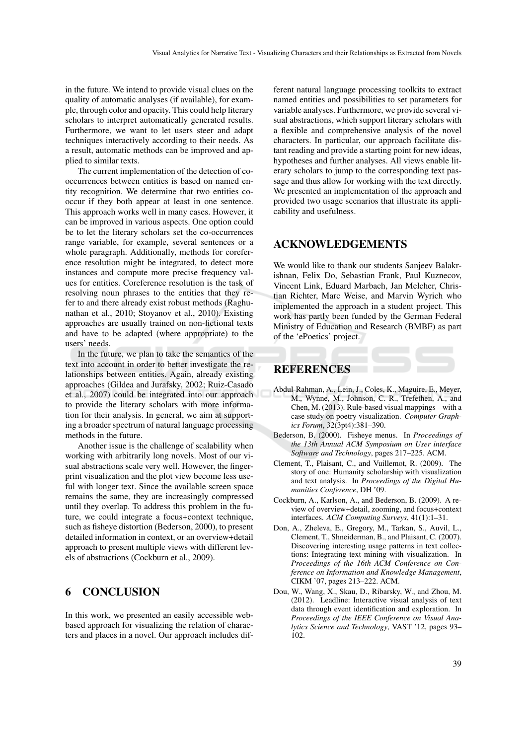in the future. We intend to provide visual clues on the quality of automatic analyses (if available), for example, through color and opacity. This could help literary scholars to interpret automatically generated results. Furthermore, we want to let users steer and adapt techniques interactively according to their needs. As a result, automatic methods can be improved and applied to similar texts.

The current implementation of the detection of co-occurrences between entities is based on named entity recognition. We determine that two entities co-occur if they both appear at least in one sentence. This approach works well in many cases. However, it can be improved in various aspects. One option could be to let the literary scholars set the co-occurrences range variable, for example, several sentences or a whole paragraph. Additionally, methods for coreference resolution might be integrated, to detect more instances and compute more precise frequency values for entities. Coreference resolution is the task of resolving noun phrases to the entities that they refer to and there already exist robust methods (Raghunathan et al., 2010; Stoyanov et al., 2010). Existing approaches are usually trained on non-fictional texts and have to be adapted (where appropriate) to the users' needs.

In the future, we plan to take the semantics of the text into account in order to better investigate the relationships between entities. Again, already existing approaches (Gildea and Jurafsky, 2002; Ruiz-Casado et al., 2007) could be integrated into our approach to provide the literary scholars with more information for their analysis. In general, we aim at supporting a broader spectrum of natural language processing methods in the future.

Another issue is the challenge of scalability when working with arbitrarily long novels. Most of our visual abstractions scale very well. However, the fingerprint visualization and the plot view become less useful with longer text. Since the available screen space remains the same, they are increasingly compressed until they overlap. To address this problem in the future, we could integrate a focus+context technique, such as fisheye distortion (Bederson, 2000), to present detailed information in context, or an overview+detail approach to present multiple views with different levels of abstractions (Cockburn et al., 2009).

## 6 CONCLUSION

In this work, we presented an easily accessible web-based approach for visualizing the relation of characters and places in a novel. Our approach includes different natural language processing toolkits to extract named entities and possibilities to set parameters for variable analyses. Furthermore, we provide several visual abstractions, which support literary scholars with a flexible and comprehensive analysis of the novel characters. In particular, our approach facilitate distant reading and provide a starting point for new ideas, hypotheses and further analyses. All views enable literary scholars to jump to the corresponding text passage and thus allow for working with the text directly. We presented an implementation of the approach and provided two usage scenarios that illustrate its applicability and usefulness.

## ACKNOWLEDGEMENTS

We would like to thank our students Sanjeev Balakrishnan, Felix Do, Sebastian Frank, Paul Kuznecov, Vincent Link, Eduard Marbach, Jan Melcher, Christian Richter, Marc Weise, and Marvin Wyrich who implemented the approach in a student project. This work has partly been funded by the German Federal Ministry of Education and Research (BMBF) as part of the 'ePoetics' project.

## REFERENCES

Abdul-Rahman, A., Lein, J., Coles, K., Maguire, E., Meyer, M., Wynne, M., Johnson, C. R., Trefethen, A., and Chen, M. (2013). Rule-based visual mappings – with a case study on poetry visualization. *Computer Graphics Forum*, 32(3pt4):381–390.

Bederson, B. (2000). Fisheye menus. In *Proceedings of the 13th Annual ACM Symposium on User interface Software and Technology*, pages 217–225. ACM.

Clement, T., Plaisant, C., and Vuillemot, R. (2009). The story of one: Humanity scholarship with visualization and text analysis. In *Proceedings of the Digital Humanities Conference*, DH '09.

Cockburn, A., Karlson, A., and Bederson, B. (2009). A review of overview+detail, zooming, and focus+context interfaces. *ACM Computing Surveys*, 41(1):1–31.

Don, A., Zheleva, E., Gregory, M., Tarkan, S., Auvil, L., Clement, T., Shneiderman, B., and Plaisant, C. (2007). Discovering interesting usage patterns in text collections: Integrating text mining with visualization. In *Proceedings of the 16th ACM Conference on Conference on Information and Knowledge Management*, CIKM '07, pages 213–222. ACM.

Dou, W., Wang, X., Skau, D., Ribarsky, W., and Zhou, M. (2012). Leadline: Interactive visual analysis of text data through event identification and exploration. In *Proceedings of the IEEE Conference on Visual Analytics Science and Technology*, VAST '12, pages 93–102.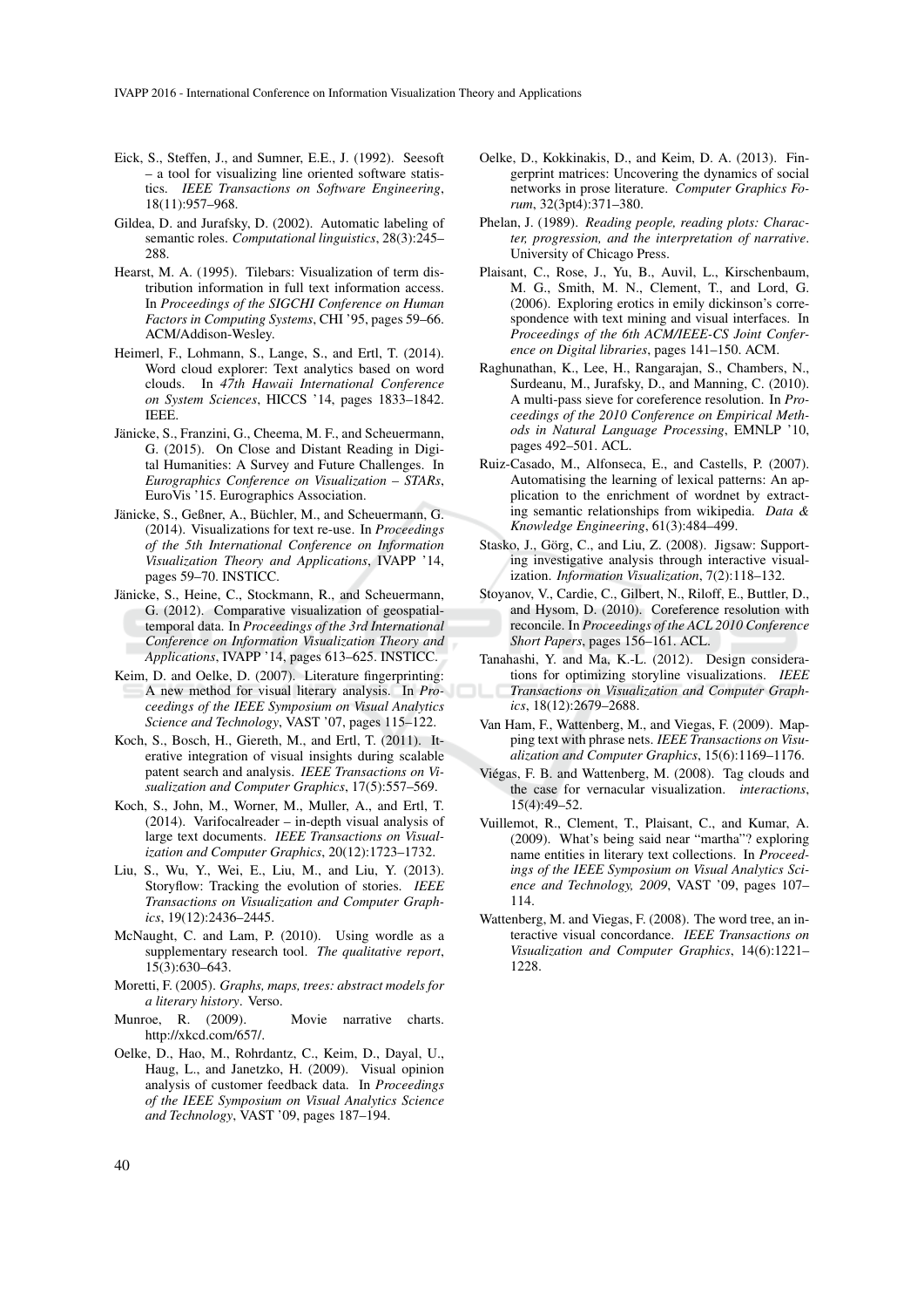Eick, S., Steffen, J., and Sumner, E.E., J. (1992). Seesoft – a tool for visualizing line oriented software statistics. *IEEE Transactions on Software Engineering*, 18(11):957–968.

Gildea, D. and Jurafsky, D. (2002). Automatic labeling of semantic roles. *Computational linguistics*, 28(3):245–288.

Hearst, M. A. (1995). Tilebars: Visualization of term distribution information in full text information access. In *Proceedings of the SIGCHI Conference on Human Factors in Computing Systems*, CHI '95, pages 59–66. ACM/Addison-Wesley.

Heimerl, F., Lohmann, S., Lange, S., and Ertl, T. (2014). Word cloud explorer: Text analytics based on word clouds. In *47th Hawaii International Conference on System Sciences*, HICCS '14, pages 1833–1842. IEEE.

Jänicke, S., Franzini, G., Cheema, M. F., and Scheuermann, G. (2015). On Close and Distant Reading in Digital Humanities: A Survey and Future Challenges. In *Eurographics Conference on Visualization – STARs*, EuroVis '15. Eurographics Association.

Jänicke, S., Geßner, A., Büchler, M., and Scheuermann, G. (2014). Visualizations for text re-use. In *Proceedings of the 5th International Conference on Information Visualization Theory and Applications*, IVAPP '14, pages 59–70. INSTICC.

Jänicke, S., Heine, C., Stockmann, R., and Scheuermann, G. (2012). Comparative visualization of geospatial-temporal data. In *Proceedings of the 3rd International Conference on Information Visualization Theory and Applications*, IVAPP '14, pages 613–625. INSTICC.

Keim, D. and Oelke, D. (2007). Literature fingerprinting: A new method for visual literary analysis. In *Proceedings of the IEEE Symposium on Visual Analytics Science and Technology*, VAST '07, pages 115–122.

Koch, S., Bosch, H., Giereth, M., and Ertl, T. (2011). Iterative integration of visual insights during scalable patent search and analysis. *IEEE Transactions on Visualization and Computer Graphics*, 17(5):557–569.

Koch, S., John, M., Worner, M., Muller, A., and Ertl, T. (2014). Varifocalreader – in-depth visual analysis of large text documents. *IEEE Transactions on Visualization and Computer Graphics*, 20(12):1723–1732.

Liu, S., Wu, Y., Wei, E., Liu, M., and Liu, Y. (2013). Storyflow: Tracking the evolution of stories. *IEEE Transactions on Visualization and Computer Graphics*, 19(12):2436–2445.

McNaught, C. and Lam, P. (2010). Using wordle as a supplementary research tool. *The qualitative report*, 15(3):630–643.

Moretti, F. (2005). *Graphs, maps, trees: abstract models for a literary history*. Verso.

Munroe, R. (2009). Movie narrative charts. http://xkcd.com/657/.

Oelke, D., Hao, M., Rohrdantz, C., Keim, D., Dayal, U., Haug, L., and Janetzko, H. (2009). Visual opinion analysis of customer feedback data. In *Proceedings of the IEEE Symposium on Visual Analytics Science and Technology*, VAST '09, pages 187–194.

Oelke, D., Kokkinakis, D., and Keim, D. A. (2013). Fingerprint matrices: Uncovering the dynamics of social networks in prose literature. *Computer Graphics Forum*, 32(3pt4):371–380.

Phelan, J. (1989). *Reading people, reading plots: Character, progression, and the interpretation of narrative*. University of Chicago Press.

Plaisant, C., Rose, J., Yu, B., Auvil, L., Kirschenbaum, M. G., Smith, M. N., Clement, T., and Lord, G. (2006). Exploring erotics in emily dickinson's correspondence with text mining and visual interfaces. In *Proceedings of the 6th ACM/IEEE-CS Joint Conference on Digital libraries*, pages 141–150. ACM.

Raghunathan, K., Lee, H., Rangarajan, S., Chambers, N., Surdeanu, M., Jurafsky, D., and Manning, C. (2010). A multi-pass sieve for coreference resolution. In *Proceedings of the 2010 Conference on Empirical Methods in Natural Language Processing*, EMNLP '10, pages 492–501. ACL.

Ruiz-Casado, M., Alfonseca, E., and Castells, P. (2007). Automatising the learning of lexical patterns: An application to the enrichment of wordnet by extracting semantic relationships from wikipedia. *Data & Knowledge Engineering*, 61(3):484–499.

Stasko, J., Görg, C., and Liu, Z. (2008). Jigsaw: Supporting investigative analysis through interactive visualization. *Information Visualization*, 7(2):118–132.

Stoyanov, V., Cardie, C., Gilbert, N., Riloff, E., Buttler, D., and Hysom, D. (2010). Coreference resolution with reconcile. In *Proceedings of the ACL 2010 Conference Short Papers*, pages 156–161. ACL.

Tanahashi, Y. and Ma, K.-L. (2012). Design considerations for optimizing storyline visualizations. *IEEE Transactions on Visualization and Computer Graphics*, 18(12):2679–2688.

Van Ham, F., Wattenberg, M., and Viegas, F. (2009). Mapping text with phrase nets. *IEEE Transactions on Visualization and Computer Graphics*, 15(6):1169–1176.

Viégas, F. B. and Wattenberg, M. (2008). Tag clouds and the case for vernacular visualization. *interactions*, 15(4):49–52.

Vuillemot, R., Clement, T., Plaisant, C., and Kumar, A. (2009). What's being said near "martha"? exploring name entities in literary text collections. In *Proceedings of the IEEE Symposium on Visual Analytics Science and Technology, 2009*, VAST '09, pages 107–114.

Wattenberg, M. and Viegas, F. (2008). The word tree, an interactive visual concordance. *IEEE Transactions on Visualization and Computer Graphics*, 14(6):1221–1228.